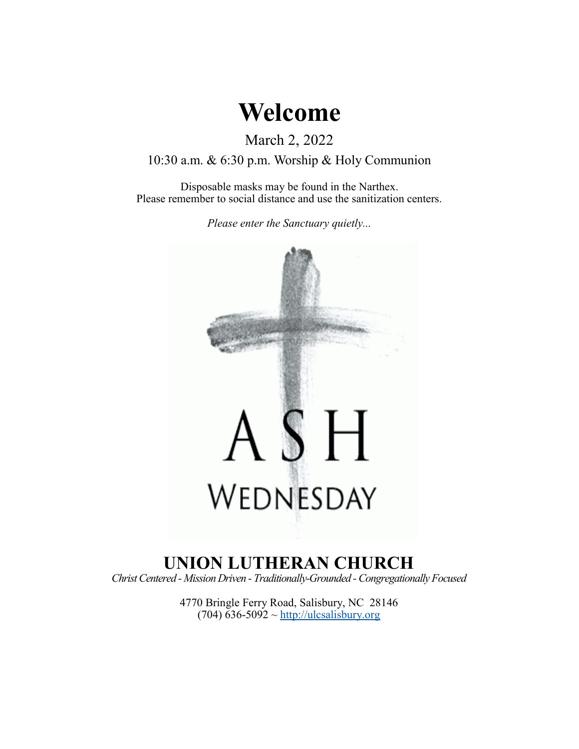# Welcome

March 2, 2022

10:30 a.m. & 6:30 p.m. Worship & Holy Communion

Disposable masks may be found in the Narthex.
Please remember to social distance and use the sanitization centers.

*Please enter the Sanctuary quietly...*

ASH WEDNESDAY

## UNION LUTHERAN CHURCH

*Christ Centered - Mission Driven - Traditionally-Grounded - Congregationally Focused*

4770 Bringle Ferry Road, Salisbury, NC 28146
(704) 636-5092 ~ http://ulcsalisbury.org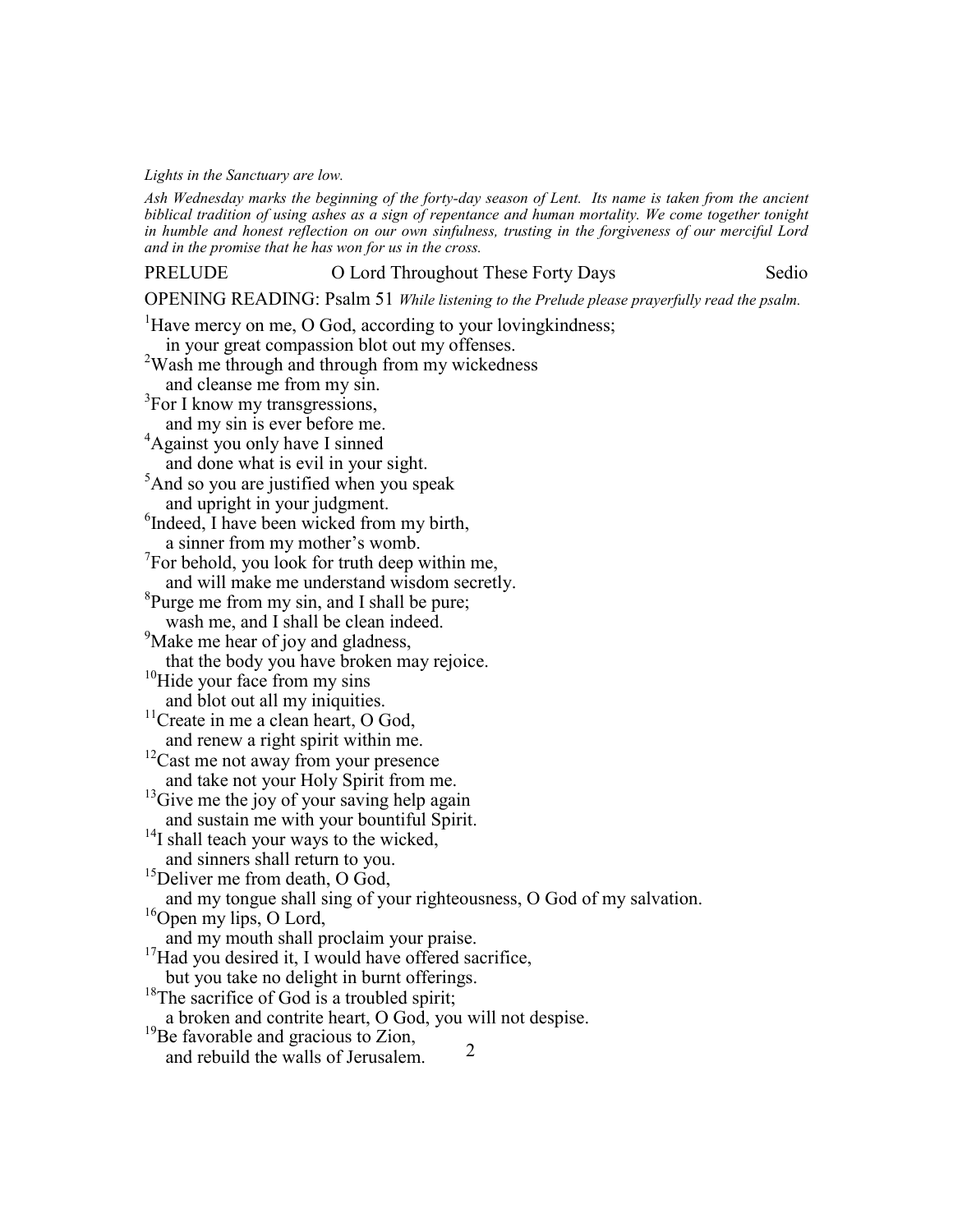*Lights in the Sanctuary are low.*

*Ash Wednesday marks the beginning of the forty-day season of Lent. Its name is taken from the ancient biblical tradition of using ashes as a sign of repentance and human mortality. We come together tonight in humble and honest reflection on our own sinfulness, trusting in the forgiveness of our merciful Lord and in the promise that he has won for us in the cross.*

PRELUDE O Lord Throughout These Forty Days Sedio

OPENING READING: Psalm 51 *While listening to the Prelude please prayerfully read the psalm.*

[1]Have mercy on me, O God, according to your lovingkindness;
in your great compassion blot out my offenses.
[2]Wash me through and through from my wickedness
and cleanse me from my sin.
[3]For I know my transgressions,
and my sin is ever before me.
[4]Against you only have I sinned
and done what is evil in your sight.
[5]And so you are justified when you speak
and upright in your judgment.
[6]Indeed, I have been wicked from my birth,
a sinner from my mother's womb.
[7]For behold, you look for truth deep within me,
and will make me understand wisdom secretly.
[8]Purge me from my sin, and I shall be pure;
wash me, and I shall be clean indeed.
[9]Make me hear of joy and gladness,
that the body you have broken may rejoice.
[10]Hide your face from my sins
and blot out all my iniquities.
[11]Create in me a clean heart, O God,
and renew a right spirit within me.
[12]Cast me not away from your presence
and take not your Holy Spirit from me.
[13]Give me the joy of your saving help again
and sustain me with your bountiful Spirit.
[14]I shall teach your ways to the wicked,
and sinners shall return to you.
[15]Deliver me from death, O God,
and my tongue shall sing of your righteousness, O God of my salvation.
[16]Open my lips, O Lord,
and my mouth shall proclaim your praise.
[17]Had you desired it, I would have offered sacrifice,
but you take no delight in burnt offerings.
[18]The sacrifice of God is a troubled spirit;
a broken and contrite heart, O God, you will not despise.
[19]Be favorable and gracious to Zion,
and rebuild the walls of Jerusalem.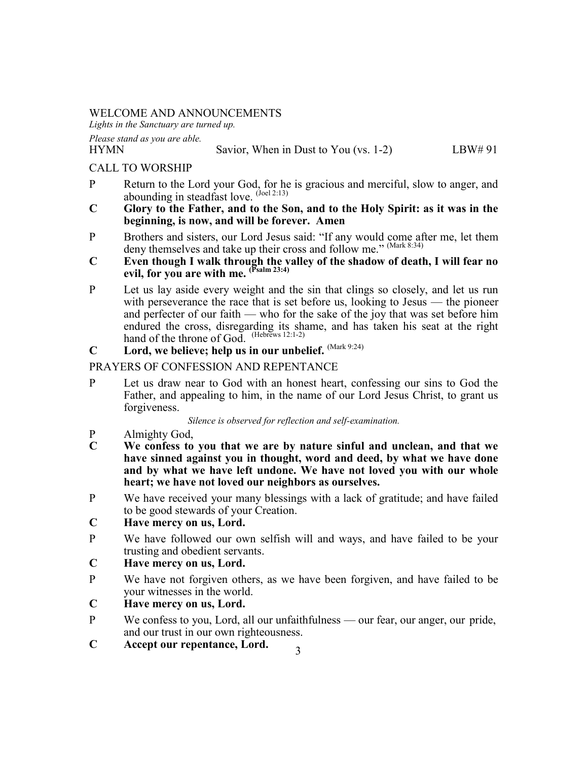## WELCOME AND ANNOUNCEMENTS

*Lights in the Sanctuary are turned up.*

*Please stand as you are able.*

HYMN — Savior, When in Dust to You (vs. 1-2) — LBW# 91

## CALL TO WORSHIP

P Return to the Lord your God, for he is gracious and merciful, slow to anger, and abounding in steadfast love. (Joel 2:13)

**C Glory to the Father, and to the Son, and to the Holy Spirit: as it was in the beginning, is now, and will be forever. Amen**

P Brothers and sisters, our Lord Jesus said: "If any would come after me, let them deny themselves and take up their cross and follow me." (Mark 8:34)

**C Even though I walk through the valley of the shadow of death, I will fear no evil, for you are with me. (Psalm 23:4)**

P Let us lay aside every weight and the sin that clings so closely, and let us run with perseverance the race that is set before us, looking to Jesus — the pioneer and perfecter of our faith — who for the sake of the joy that was set before him endured the cross, disregarding its shame, and has taken his seat at the right hand of the throne of God. (Hebrews 12:1-2)

**C Lord, we believe; help us in our unbelief.** (Mark 9:24)

## PRAYERS OF CONFESSION AND REPENTANCE

P Let us draw near to God with an honest heart, confessing our sins to God the Father, and appealing to him, in the name of our Lord Jesus Christ, to grant us forgiveness.

*Silence is observed for reflection and self-examination.*

P Almighty God,

**C We confess to you that we are by nature sinful and unclean, and that we have sinned against you in thought, word and deed, by what we have done and by what we have left undone. We have not loved you with our whole heart; we have not loved our neighbors as ourselves.**

P We have received your many blessings with a lack of gratitude; and have failed to be good stewards of your Creation.

**C Have mercy on us, Lord.**

P We have followed our own selfish will and ways, and have failed to be your trusting and obedient servants.

**C Have mercy on us, Lord.**

P We have not forgiven others, as we have been forgiven, and have failed to be your witnesses in the world.

**C Have mercy on us, Lord.**

P We confess to you, Lord, all our unfaithfulness — our fear, our anger, our pride, and our trust in our own righteousness.

**C Accept our repentance, Lord.**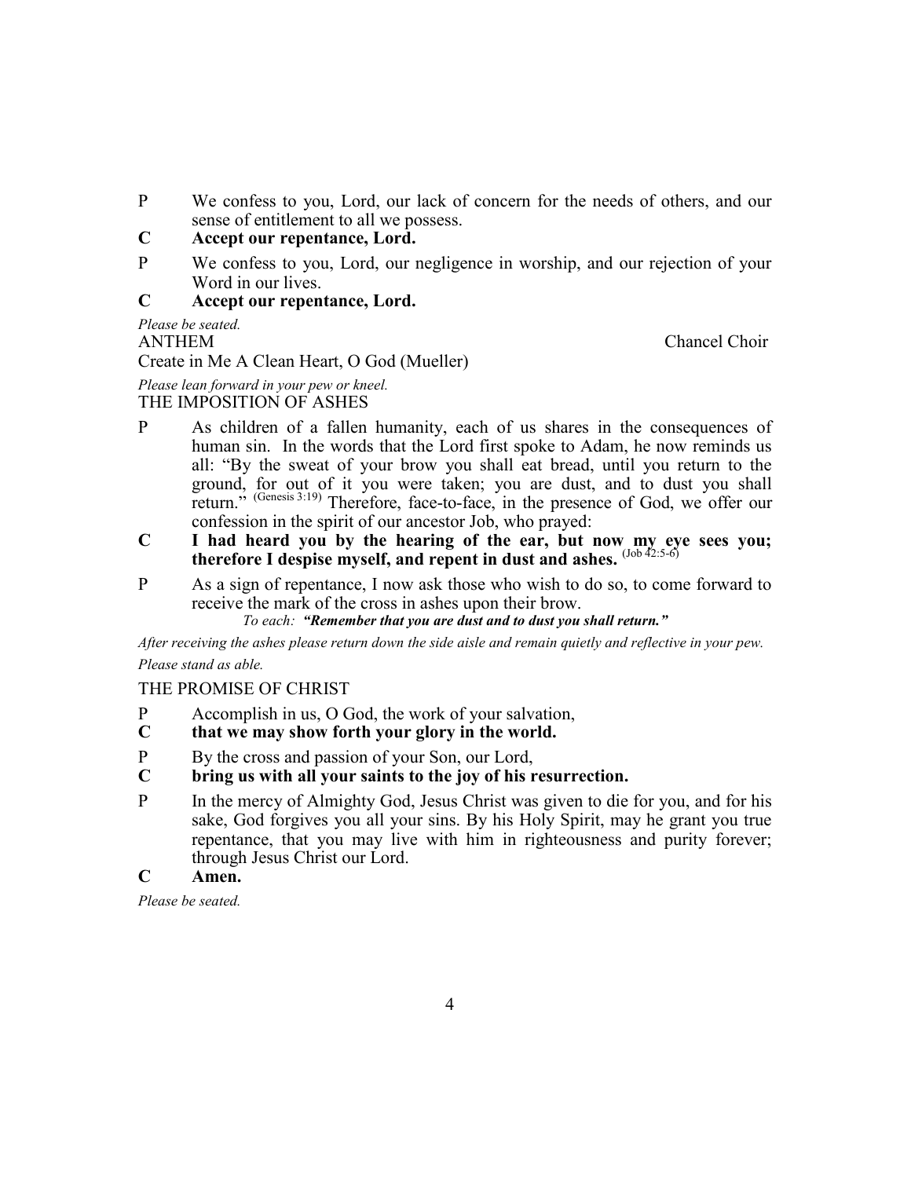P We confess to you, Lord, our lack of concern for the needs of others, and our sense of entitlement to all we possess.

**C Accept our repentance, Lord.**

P We confess to you, Lord, our negligence in worship, and our rejection of your Word in our lives.

**C Accept our repentance, Lord.**

*Please be seated.*

ANTHEM Chancel Choir

Create in Me A Clean Heart, O God (Mueller)

*Please lean forward in your pew or kneel.*

THE IMPOSITION OF ASHES

P As children of a fallen humanity, each of us shares in the consequences of human sin. In the words that the Lord first spoke to Adam, he now reminds us all: "By the sweat of your brow you shall eat bread, until you return to the ground, for out of it you were taken; you are dust, and to dust you shall return." (Genesis 3:19) Therefore, face-to-face, in the presence of God, we offer our confession in the spirit of our ancestor Job, who prayed:

**C I had heard you by the hearing of the ear, but now my eye sees you; therefore I despise myself, and repent in dust and ashes.** (Job 42:5-6)

P As a sign of repentance, I now ask those who wish to do so, to come forward to receive the mark of the cross in ashes upon their brow.

*To each:* ***"Remember that you are dust and to dust you shall return."***

*After receiving the ashes please return down the side aisle and remain quietly and reflective in your pew.*

*Please stand as able.*

THE PROMISE OF CHRIST

P Accomplish in us, O God, the work of your salvation,

**C that we may show forth your glory in the world.**

P By the cross and passion of your Son, our Lord,

**C bring us with all your saints to the joy of his resurrection.**

P In the mercy of Almighty God, Jesus Christ was given to die for you, and for his sake, God forgives you all your sins. By his Holy Spirit, may he grant you true repentance, that you may live with him in righteousness and purity forever; through Jesus Christ our Lord.

**C Amen.**

*Please be seated.*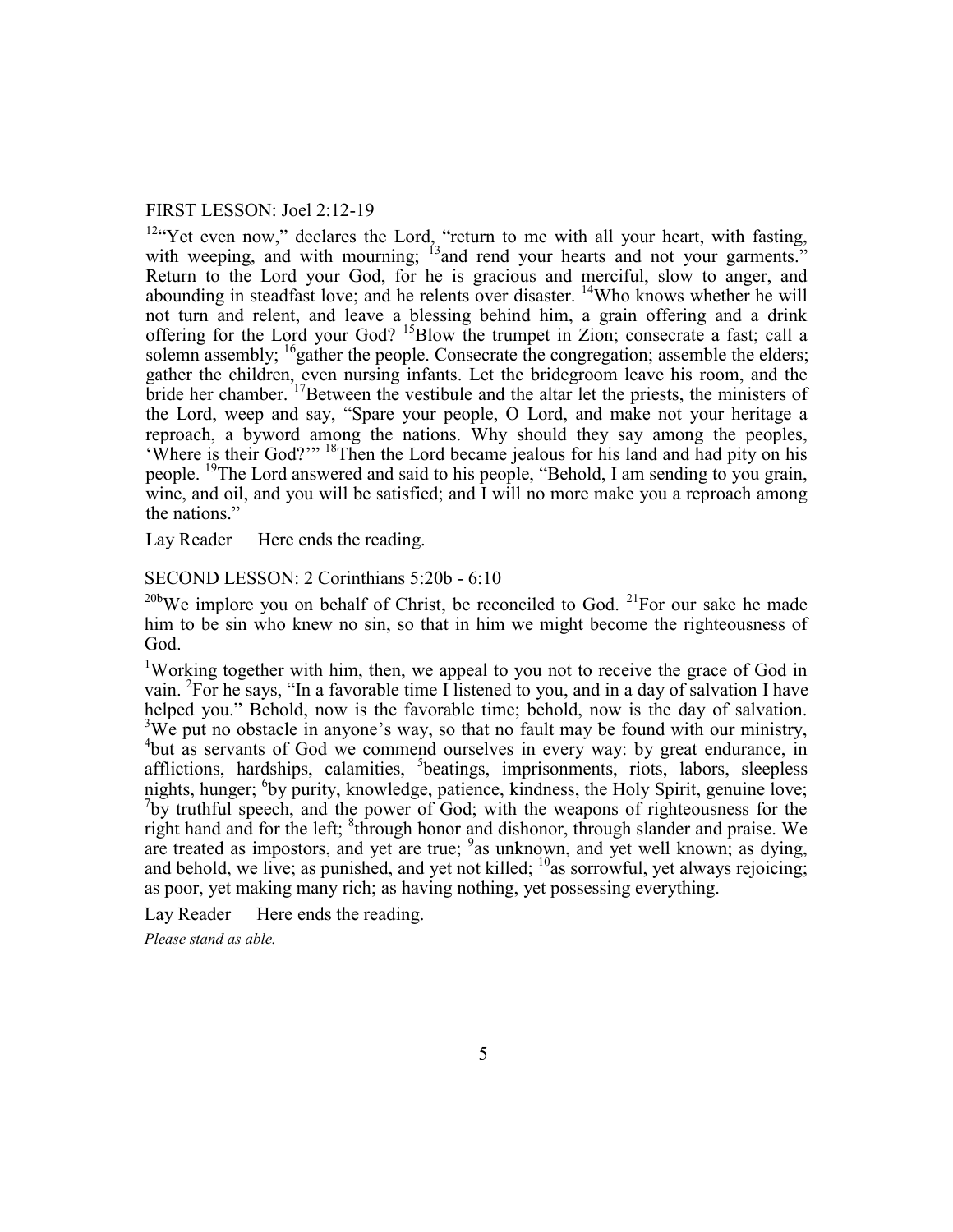FIRST LESSON: Joel 2:12-19

[12]"Yet even now," declares the Lord, "return to me with all your heart, with fasting, with weeping, and with mourning; [13]and rend your hearts and not your garments." Return to the Lord your God, for he is gracious and merciful, slow to anger, and abounding in steadfast love; and he relents over disaster. [14]Who knows whether he will not turn and relent, and leave a blessing behind him, a grain offering and a drink offering for the Lord your God? [15]Blow the trumpet in Zion; consecrate a fast; call a solemn assembly; [16]gather the people. Consecrate the congregation; assemble the elders; gather the children, even nursing infants. Let the bridegroom leave his room, and the bride her chamber. [17]Between the vestibule and the altar let the priests, the ministers of the Lord, weep and say, "Spare your people, O Lord, and make not your heritage a reproach, a byword among the nations. Why should they say among the peoples, 'Where is their God?'" [18]Then the Lord became jealous for his land and had pity on his people. [19]The Lord answered and said to his people, "Behold, I am sending to you grain, wine, and oil, and you will be satisfied; and I will no more make you a reproach among the nations."

Lay Reader  Here ends the reading.

SECOND LESSON: 2 Corinthians 5:20b - 6:10

[20b]We implore you on behalf of Christ, be reconciled to God. [21]For our sake he made him to be sin who knew no sin, so that in him we might become the righteousness of God.

[1]Working together with him, then, we appeal to you not to receive the grace of God in vain. [2]For he says, "In a favorable time I listened to you, and in a day of salvation I have helped you." Behold, now is the favorable time; behold, now is the day of salvation. [3]We put no obstacle in anyone's way, so that no fault may be found with our ministry, [4]but as servants of God we commend ourselves in every way: by great endurance, in afflictions, hardships, calamities, [5]beatings, imprisonments, riots, labors, sleepless nights, hunger; [6]by purity, knowledge, patience, kindness, the Holy Spirit, genuine love; [7]by truthful speech, and the power of God; with the weapons of righteousness for the right hand and for the left; [8]through honor and dishonor, through slander and praise. We are treated as impostors, and yet are true; [9]as unknown, and yet well known; as dying, and behold, we live; as punished, and yet not killed; [10]as sorrowful, yet always rejoicing; as poor, yet making many rich; as having nothing, yet possessing everything.

Lay Reader  Here ends the reading.

*Please stand as able.*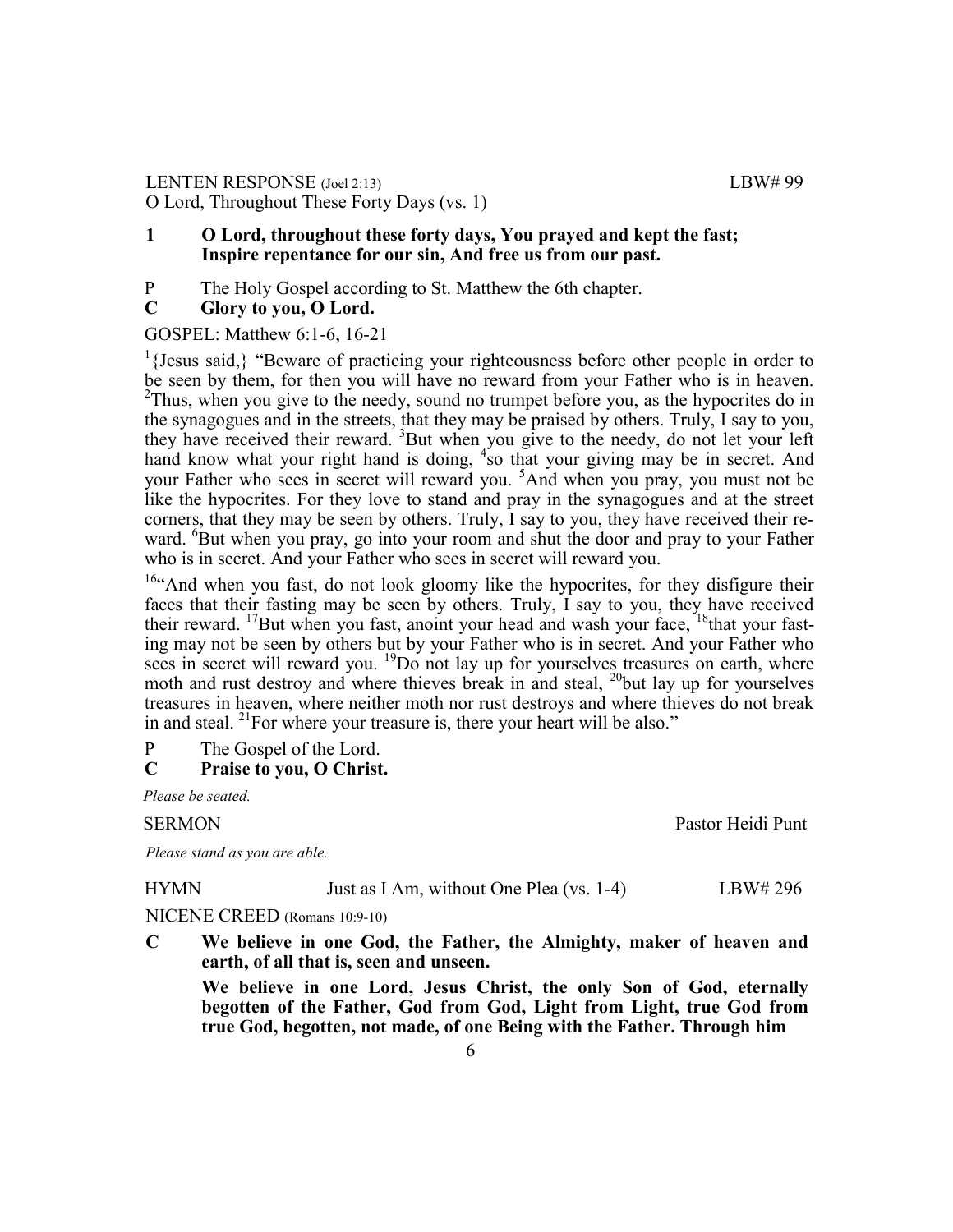LENTEN RESPONSE (Joel 2:13) LBW# 99
O Lord, Throughout These Forty Days (vs. 1)

**1 O Lord, throughout these forty days, You prayed and kept the fast; Inspire repentance for our sin, And free us from our past.**

P The Holy Gospel according to St. Matthew the 6th chapter.
**C Glory to you, O Lord.**

GOSPEL: Matthew 6:1-6, 16-21

[1]{Jesus said,} "Beware of practicing your righteousness before other people in order to be seen by them, for then you will have no reward from your Father who is in heaven. [2]Thus, when you give to the needy, sound no trumpet before you, as the hypocrites do in the synagogues and in the streets, that they may be praised by others. Truly, I say to you, they have received their reward. [3]But when you give to the needy, do not let your left hand know what your right hand is doing, [4]so that your giving may be in secret. And your Father who sees in secret will reward you. [5]And when you pray, you must not be like the hypocrites. For they love to stand and pray in the synagogues and at the street corners, that they may be seen by others. Truly, I say to you, they have received their reward. [6]But when you pray, go into your room and shut the door and pray to your Father who is in secret. And your Father who sees in secret will reward you.

[16]"And when you fast, do not look gloomy like the hypocrites, for they disfigure their faces that their fasting may be seen by others. Truly, I say to you, they have received their reward. [17]But when you fast, anoint your head and wash your face, [18]that your fasting may not be seen by others but by your Father who is in secret. And your Father who sees in secret will reward you. [19]Do not lay up for yourselves treasures on earth, where moth and rust destroy and where thieves break in and steal, [20]but lay up for yourselves treasures in heaven, where neither moth nor rust destroys and where thieves do not break in and steal. [21]For where your treasure is, there your heart will be also."

P The Gospel of the Lord.
**C Praise to you, O Christ.**

*Please be seated.*

SERMON Pastor Heidi Punt

*Please stand as you are able.*

HYMN Just as I Am, without One Plea (vs. 1-4) LBW# 296

NICENE CREED (Romans 10:9-10)

**C We believe in one God, the Father, the Almighty, maker of heaven and earth, of all that is, seen and unseen.**

**We believe in one Lord, Jesus Christ, the only Son of God, eternally begotten of the Father, God from God, Light from Light, true God from true God, begotten, not made, of one Being with the Father. Through him**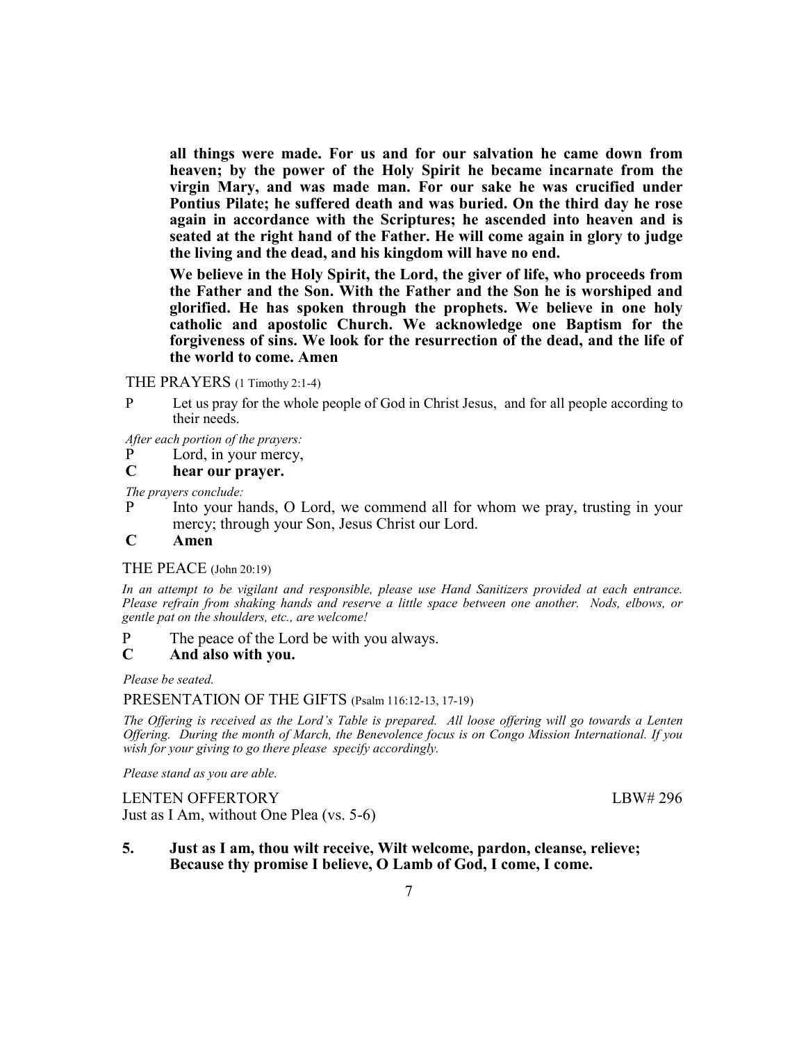**all things were made. For us and for our salvation he came down from heaven; by the power of the Holy Spirit he became incarnate from the virgin Mary, and was made man. For our sake he was crucified under Pontius Pilate; he suffered death and was buried. On the third day he rose again in accordance with the Scriptures; he ascended into heaven and is seated at the right hand of the Father. He will come again in glory to judge the living and the dead, and his kingdom will have no end.**

**We believe in the Holy Spirit, the Lord, the giver of life, who proceeds from the Father and the Son. With the Father and the Son he is worshiped and glorified. He has spoken through the prophets. We believe in one holy catholic and apostolic Church. We acknowledge one Baptism for the forgiveness of sins. We look for the resurrection of the dead, and the life of the world to come. Amen**

THE PRAYERS (1 Timothy 2:1-4)

P Let us pray for the whole people of God in Christ Jesus, and for all people according to their needs.

*After each portion of the prayers:*

P Lord, in your mercy,

**C hear our prayer.**

*The prayers conclude:*

P Into your hands, O Lord, we commend all for whom we pray, trusting in your mercy; through your Son, Jesus Christ our Lord.

**C Amen**

THE PEACE (John 20:19)

*In an attempt to be vigilant and responsible, please use Hand Sanitizers provided at each entrance. Please refrain from shaking hands and reserve a little space between one another. Nods, elbows, or gentle pat on the shoulders, etc., are welcome!*

P The peace of the Lord be with you always.

**C And also with you.**

*Please be seated.*

PRESENTATION OF THE GIFTS (Psalm 116:12-13, 17-19)

*The Offering is received as the Lord's Table is prepared. All loose offering will go towards a Lenten Offering. During the month of March, the Benevolence focus is on Congo Mission International. If you wish for your giving to go there please specify accordingly.*

*Please stand as you are able.*

LENTEN OFFERTORY LBW# 296

Just as I Am, without One Plea (vs. 5-6)

**5. Just as I am, thou wilt receive, Wilt welcome, pardon, cleanse, relieve; Because thy promise I believe, O Lamb of God, I come, I come.**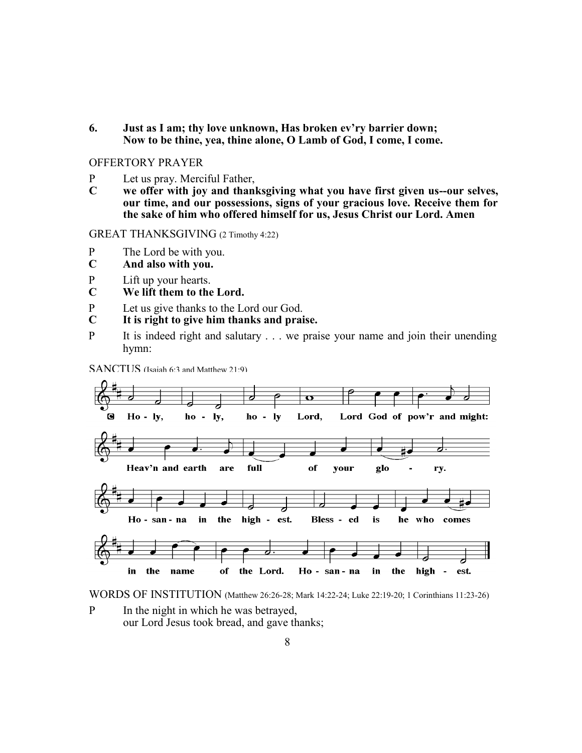**6. Just as I am; thy love unknown, Has broken ev'ry barrier down;**
**Now to be thine, yea, thine alone, O Lamb of God, I come, I come.**

OFFERTORY PRAYER

P Let us pray. Merciful Father,

**C we offer with joy and thanksgiving what you have first given us--our selves, our time, and our possessions, signs of your gracious love. Receive them for the sake of him who offered himself for us, Jesus Christ our Lord. Amen**

GREAT THANKSGIVING (2 Timothy 4:22)

P The Lord be with you.

**C And also with you.**

P Lift up your hearts.

**C We lift them to the Lord.**

P Let us give thanks to the Lord our God.

**C It is right to give him thanks and praise.**

P It is indeed right and salutary . . . we praise your name and join their unending hymn:

SANCTUS (Isaiah 6:3 and Matthew 21:9)

**C** Ho - ly, ho - ly, ho - ly Lord, Lord God of pow'r and might:
Heav'n and earth are full of your glo - ry.
Ho - san - na in the high - est. Bless - ed is he who comes
in the name of the Lord. Ho - san - na in the high - est.

WORDS OF INSTITUTION (Matthew 26:26-28; Mark 14:22-24; Luke 22:19-20; 1 Corinthians 11:23-26)

P In the night in which he was betrayed,
our Lord Jesus took bread, and gave thanks;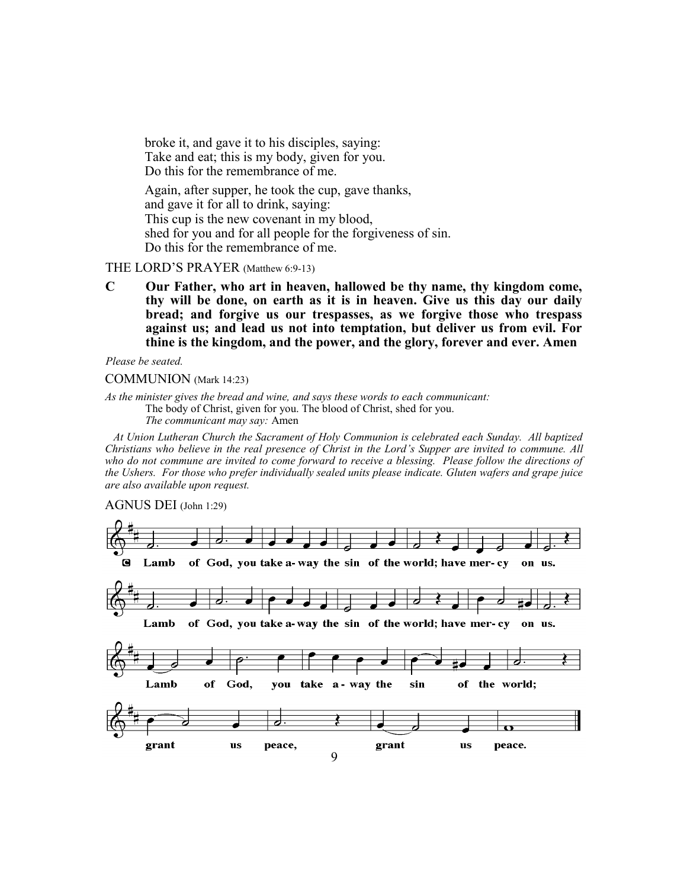broke it, and gave it to his disciples, saying:
Take and eat; this is my body, given for you.
Do this for the remembrance of me.

Again, after supper, he took the cup, gave thanks,
and gave it for all to drink, saying:
This cup is the new covenant in my blood,
shed for you and for all people for the forgiveness of sin.
Do this for the remembrance of me.

THE LORD'S PRAYER (Matthew 6:9-13)

**C Our Father, who art in heaven, hallowed be thy name, thy kingdom come, thy will be done, on earth as it is in heaven. Give us this day our daily bread; and forgive us our trespasses, as we forgive those who trespass against us; and lead us not into temptation, but deliver us from evil. For thine is the kingdom, and the power, and the glory, forever and ever. Amen**

*Please be seated.*

COMMUNION (Mark 14:23)

*As the minister gives the bread and wine, and says these words to each communicant:*
The body of Christ, given for you. The blood of Christ, shed for you.
*The communicant may say:* Amen

*At Union Lutheran Church the Sacrament of Holy Communion is celebrated each Sunday. All baptized Christians who believe in the real presence of Christ in the Lord's Supper are invited to commune. All who do not commune are invited to come forward to receive a blessing. Please follow the directions of the Ushers. For those who prefer individually sealed units please indicate. Gluten wafers and grape juice are also available upon request.*

AGNUS DEI (John 1:29)

**C Lamb of God, you take away the sin of the world; have mercy on us.**

**Lamb of God, you take away the sin of the world; have mercy on us.**

**Lamb of God, you take away the sin of the world;**

**grant us peace, grant us peace.**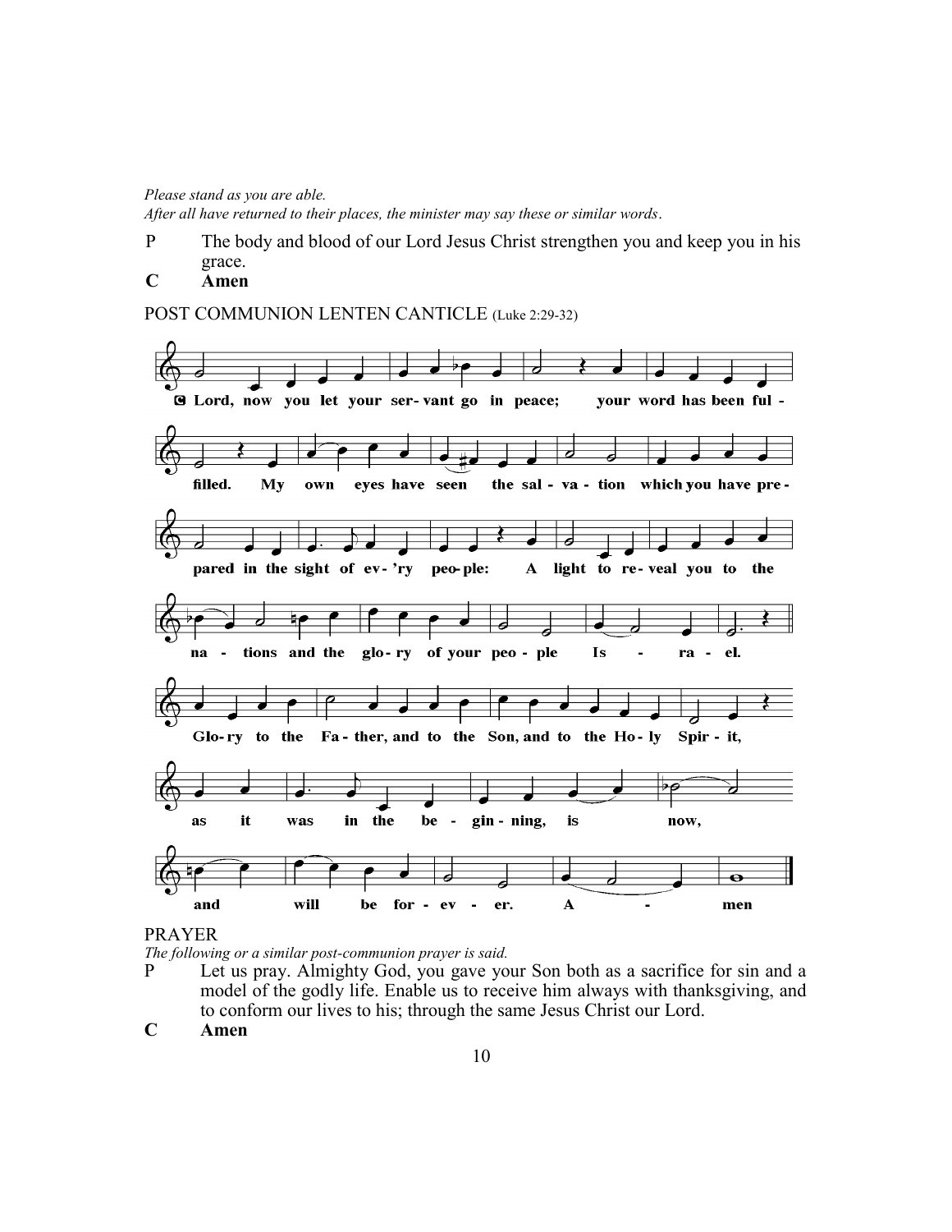*Please stand as you are able.*
*After all have returned to their places, the minister may say these or similar words.*

P The body and blood of our Lord Jesus Christ strengthen you and keep you in his grace.

**C Amen**

POST COMMUNION LENTEN CANTICLE (Luke 2:29-32)

**C Lord, now you let your servant go in peace; your word has been fulfilled. My own eyes have seen the salvation which you have prepared in the sight of ev'ry people: A light to reveal you to the nations and the glory of your people Israel.**

**Glory to the Father, and to the Son, and to the Holy Spirit, as it was in the beginning, is now, and will be forever. Amen**

PRAYER

*The following or a similar post-communion prayer is said.*

P Let us pray. Almighty God, you gave your Son both as a sacrifice for sin and a model of the godly life. Enable us to receive him always with thanksgiving, and to conform our lives to his; through the same Jesus Christ our Lord.

**C Amen**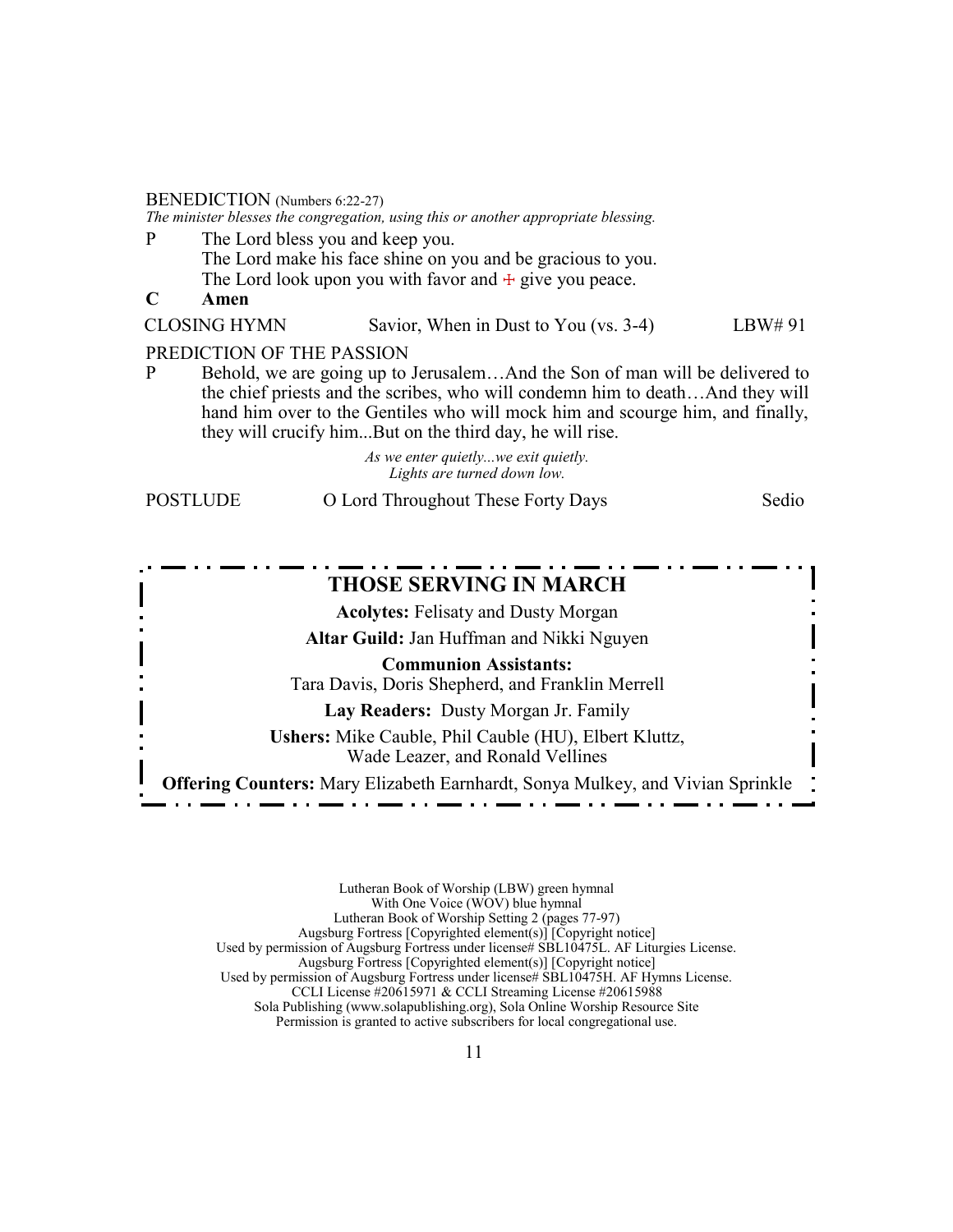BENEDICTION (Numbers 6:22-27)

*The minister blesses the congregation, using this or another appropriate blessing.*

P The Lord bless you and keep you.
The Lord make his face shine on you and be gracious to you.
The Lord look upon you with favor and ☩ give you peace.

**C Amen**

CLOSING HYMN — Savior, When in Dust to You (vs. 3-4) — LBW# 91

PREDICTION OF THE PASSION

P Behold, we are going up to Jerusalem…And the Son of man will be delivered to the chief priests and the scribes, who will condemn him to death…And they will hand him over to the Gentiles who will mock him and scourge him, and finally, they will crucify him...But on the third day, he will rise.

*As we enter quietly...we exit quietly.*
*Lights are turned down low.*

POSTLUDE — O Lord Throughout These Forty Days — Sedio

## THOSE SERVING IN MARCH

**Acolytes:** Felisaty and Dusty Morgan

**Altar Guild:** Jan Huffman and Nikki Nguyen

**Communion Assistants:**
Tara Davis, Doris Shepherd, and Franklin Merrell

**Lay Readers:** Dusty Morgan Jr. Family

**Ushers:** Mike Cauble, Phil Cauble (HU), Elbert Kluttz, Wade Leazer, and Ronald Vellines

**Offering Counters:** Mary Elizabeth Earnhardt, Sonya Mulkey, and Vivian Sprinkle

Lutheran Book of Worship (LBW) green hymnal
With One Voice (WOV) blue hymnal
Lutheran Book of Worship Setting 2 (pages 77-97)
Augsburg Fortress [Copyrighted element(s)] [Copyright notice]
Used by permission of Augsburg Fortress under license# SBL10475L. AF Liturgies License.
Augsburg Fortress [Copyrighted element(s)] [Copyright notice]
Used by permission of Augsburg Fortress under license# SBL10475H. AF Hymns License.
CCLI License #20615971 & CCLI Streaming License #20615988
Sola Publishing (www.solapublishing.org), Sola Online Worship Resource Site
Permission is granted to active subscribers for local congregational use.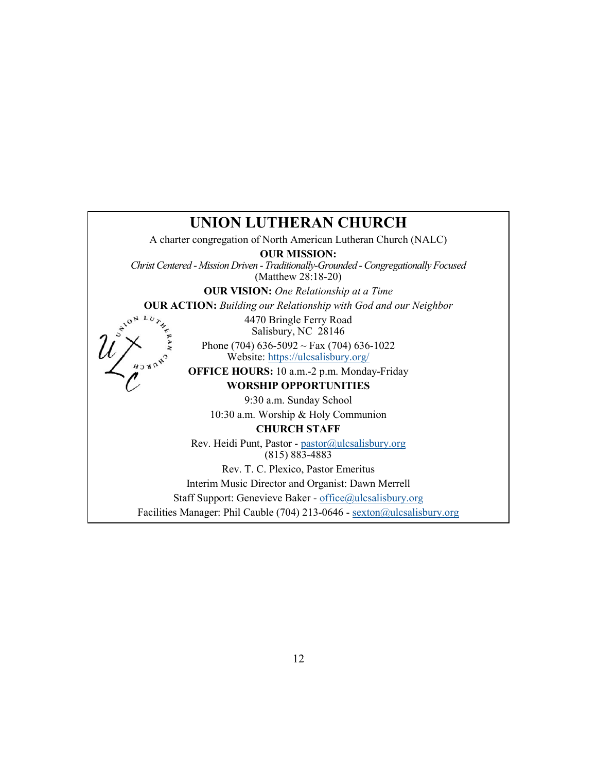# UNION LUTHERAN CHURCH

A charter congregation of North American Lutheran Church (NALC)

**OUR MISSION:**

*Christ Centered - Mission Driven - Traditionally-Grounded - Congregationally Focused*
(Matthew 28:18-20)

**OUR VISION:** *One Relationship at a Time*

**OUR ACTION:** *Building our Relationship with God and our Neighbor*

4470 Bringle Ferry Road
Salisbury, NC 28146

Phone (704) 636-5092 ~ Fax (704) 636-1022
Website: https://ulcsalisbury.org/

**OFFICE HOURS:** 10 a.m.-2 p.m. Monday-Friday

**WORSHIP OPPORTUNITIES**

9:30 a.m. Sunday School

10:30 a.m. Worship & Holy Communion

**CHURCH STAFF**

Rev. Heidi Punt, Pastor - pastor@ulcsalisbury.org
(815) 883-4883

Rev. T. C. Plexico, Pastor Emeritus

Interim Music Director and Organist: Dawn Merrell

Staff Support: Genevieve Baker - office@ulcsalisbury.org

Facilities Manager: Phil Cauble (704) 213-0646 - sexton@ulcsalisbury.org